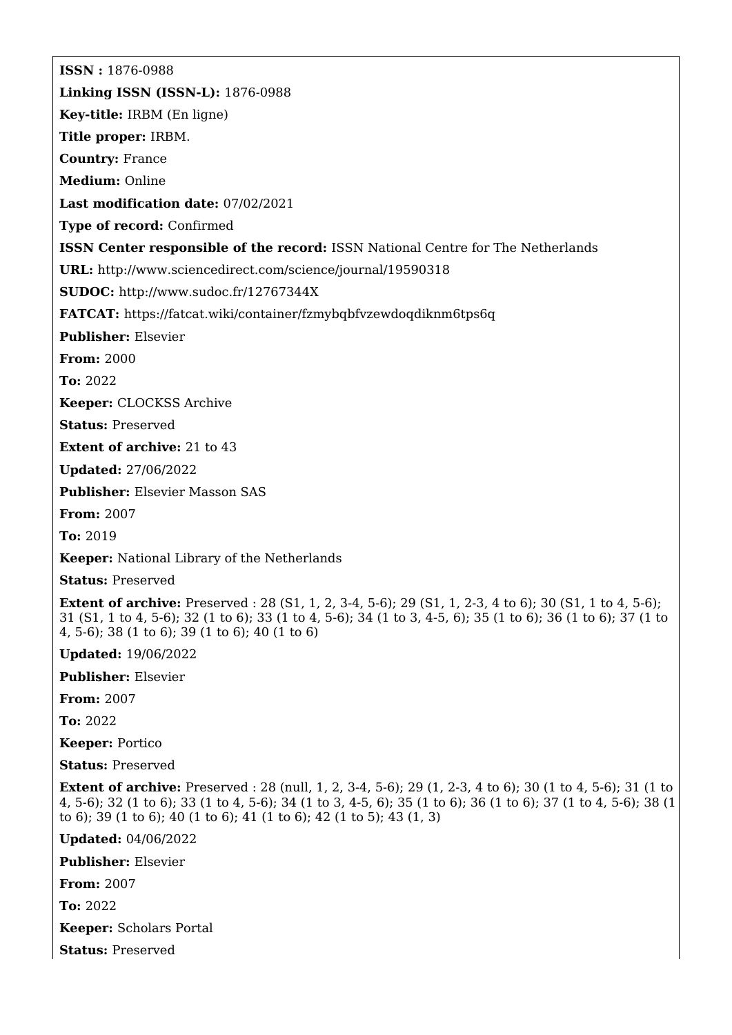**ISSN :** 1876-0988

**Linking ISSN (ISSN-L):** 1876-0988

**Key-title:** IRBM (En ligne)

**Title proper:** IRBM.

**Country:** France

**Medium:** Online

**Last modification date:** 07/02/2021

**Type of record:** Confirmed

**ISSN Center responsible of the record:** ISSN National Centre for The Netherlands

**URL:** http://www.sciencedirect.com/science/journal/19590318

**SUDOC:** http://www.sudoc.fr/12767344X

**FATCAT:** https://fatcat.wiki/container/fzmybqbfvzewdoqdiknm6tps6q

**Publisher:** Elsevier

**From:** 2000

**To:** 2022

**Keeper:** CLOCKSS Archive

**Status:** Preserved

**Extent of archive:** 21 to 43

**Updated:** 27/06/2022

**Publisher:** Elsevier Masson SAS

**From:** 2007

**To:** 2019

**Keeper:** National Library of the Netherlands

**Status:** Preserved

**Extent of archive:** Preserved : 28 (S1, 1, 2, 3-4, 5-6); 29 (S1, 1, 2-3, 4 to 6); 30 (S1, 1 to 4, 5-6); 31 (S1, 1 to 4, 5-6); 32 (1 to 6); 33 (1 to 4, 5-6); 34 (1 to 3, 4-5, 6); 35 (1 to 6); 36 (1 to 6); 37 (1 to 4, 5-6); 38 (1 to 6); 39 (1 to 6); 40 (1 to 6)

**Updated:** 19/06/2022

**Publisher:** Elsevier

**From:** 2007

**To:** 2022

**Keeper:** Portico

**Status:** Preserved

**Extent of archive:** Preserved : 28 (null, 1, 2, 3-4, 5-6); 29 (1, 2-3, 4 to 6); 30 (1 to 4, 5-6); 31 (1 to 4, 5-6); 32 (1 to 6); 33 (1 to 4, 5-6); 34 (1 to 3, 4-5, 6); 35 (1 to 6); 36 (1 to 6); 37 (1 to 4, 5-6); 38 (1 to 6); 39 (1 to 6); 40 (1 to 6); 41 (1 to 6); 42 (1 to 5); 43 (1, 3)

**Updated:** 04/06/2022

**Publisher:** Elsevier

**From:** 2007

**To:** 2022

**Keeper:** Scholars Portal

**Status:** Preserved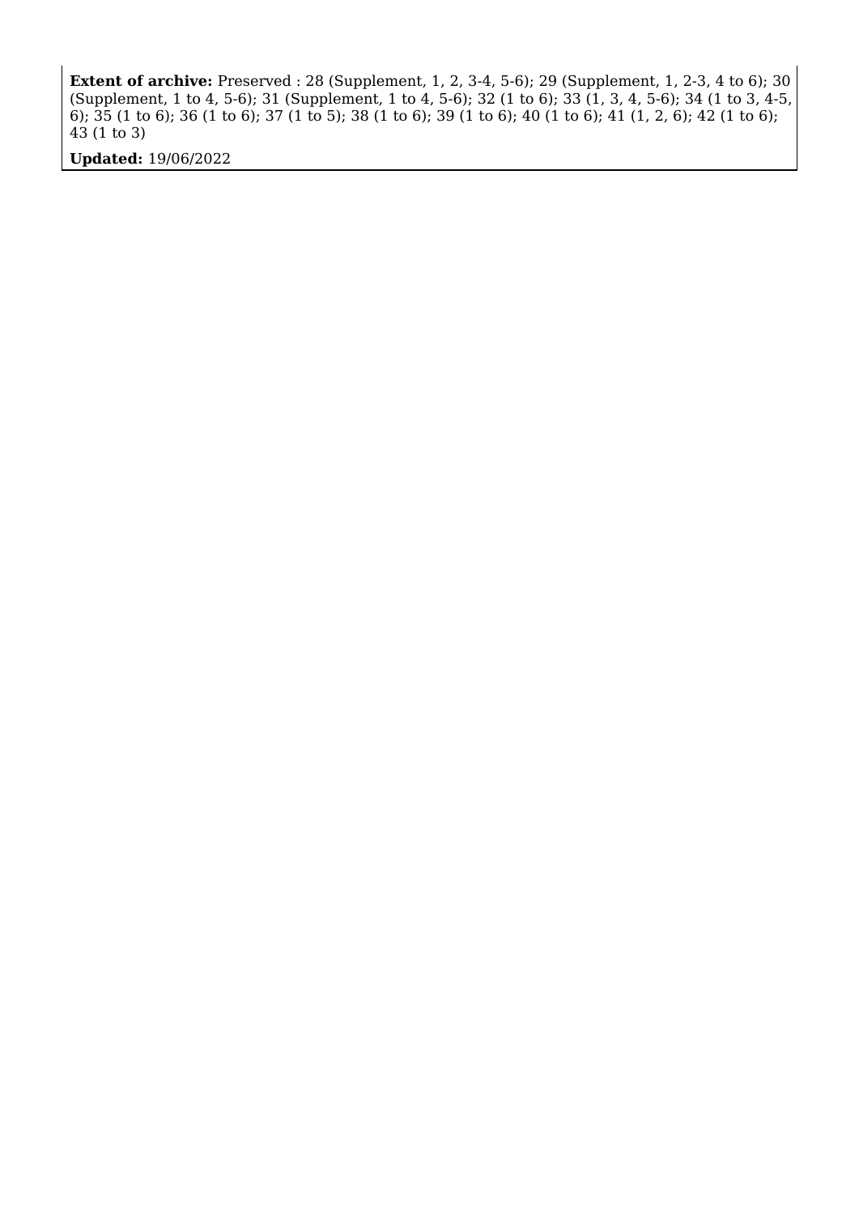**Extent of archive:** Preserved : 28 (Supplement, 1, 2, 3-4, 5-6); 29 (Supplement, 1, 2-3, 4 to 6); 30 (Supplement, 1 to 4, 5-6); 31 (Supplement, 1 to 4, 5-6); 32 (1 to 6); 33 (1, 3, 4, 5-6); 34 (1 to 3, 4-5, 6); 35 (1 to 6); 36 (1 to 6); 37 (1 to 5); 38 (1 to 6); 39 (1 to 6); 40 (1 to 6); 41 (1, 2, 6); 42 (1 to 6); 43 (1 to 3)

**Updated:** 19/06/2022